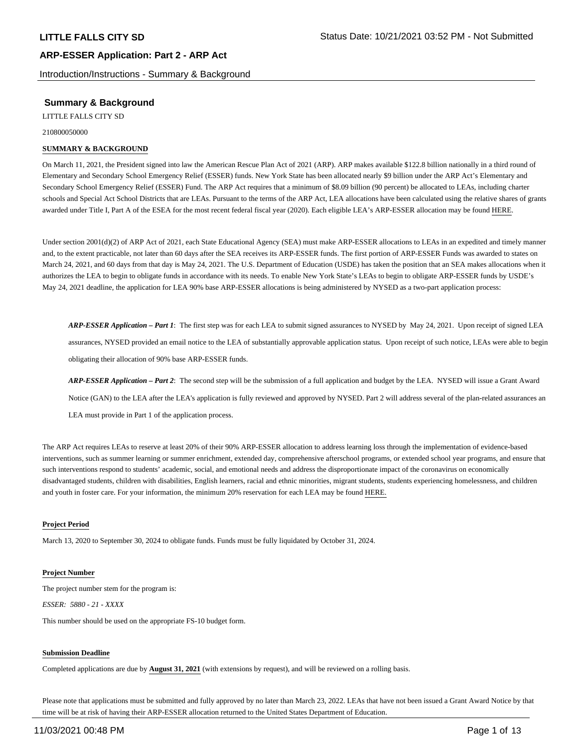# LITTLE FALLS CITY SD

Status Date: 10/21/2021 03:52 PM - Not Submitted

## ARP-ESSER Application: Part 2 - ARP Act

Introduction/Instructions - Summary & Background

### Summary & Background

LITTLE FALLS CITY SD

210800050000

**SUMMARY & BACKGROUND**

On March 11, 2021, the President signed into law the American Rescue Plan Act of 2021 (ARP). ARP makes available $122.8 billion nationally in a third round of Elementary and Secondary School Emergency Relief (ESSER) funds. New York State has been allocated nearly $9 billion under the ARP Act's Elementary and Secondary School Emergency Relief (ESSER) Fund. The ARP Act requires that a minimum of $8.09 billion (90 percent) be allocated to LEAs, including charter schools and Special Act School Districts that are LEAs. Pursuant to the terms of the ARP Act, LEA allocations have been calculated using the relative shares of grants awarded under Title I, Part A of the ESEA for the most recent federal fiscal year (2020). Each eligible LEA's ARP-ESSER allocation may be found HERE.

Under section 2001(d)(2) of ARP Act of 2021, each State Educational Agency (SEA) must make ARP-ESSER allocations to LEAs in an expedited and timely manner and, to the extent practicable, not later than 60 days after the SEA receives its ARP-ESSER funds. The first portion of ARP-ESSER Funds was awarded to states on March 24, 2021, and 60 days from that day is May 24, 2021. The U.S. Department of Education (USDE) has taken the position that an SEA makes allocations when it authorizes the LEA to begin to obligate funds in accordance with its needs. To enable New York State's LEAs to begin to obligate ARP-ESSER funds by USDE's May 24, 2021 deadline, the application for LEA 90% base ARP-ESSER allocations is being administered by NYSED as a two-part application process:

> ***ARP-ESSER Application – Part 1***: The first step was for each LEA to submit signed assurances to NYSED by May 24, 2021. Upon receipt of signed LEA assurances, NYSED provided an email notice to the LEA of substantially approvable application status. Upon receipt of such notice, LEAs were able to begin obligating their allocation of 90% base ARP-ESSER funds.
>
> ***ARP-ESSER Application – Part 2***: The second step will be the submission of a full application and budget by the LEA. NYSED will issue a Grant Award Notice (GAN) to the LEA after the LEA's application is fully reviewed and approved by NYSED. Part 2 will address several of the plan-related assurances an LEA must provide in Part 1 of the application process.

The ARP Act requires LEAs to reserve at least 20% of their 90% ARP-ESSER allocation to address learning loss through the implementation of evidence-based interventions, such as summer learning or summer enrichment, extended day, comprehensive afterschool programs, or extended school year programs, and ensure that such interventions respond to students' academic, social, and emotional needs and address the disproportionate impact of the coronavirus on economically disadvantaged students, children with disabilities, English learners, racial and ethnic minorities, migrant students, students experiencing homelessness, and children and youth in foster care. For your information, the minimum 20% reservation for each LEA may be found HERE.

**Project Period**

March 13, 2020 to September 30, 2024 to obligate funds. Funds must be fully liquidated by October 31, 2024.

**Project Number**

The project number stem for the program is:

*ESSER: 5880 - 21 - XXXX*

This number should be used on the appropriate FS-10 budget form.

**Submission Deadline**

Completed applications are due by **August 31, 2021** (with extensions by request), and will be reviewed on a rolling basis.

Please note that applications must be submitted and fully approved by no later than March 23, 2022. LEAs that have not been issued a Grant Award Notice by that time will be at risk of having their ARP-ESSER allocation returned to the United States Department of Education.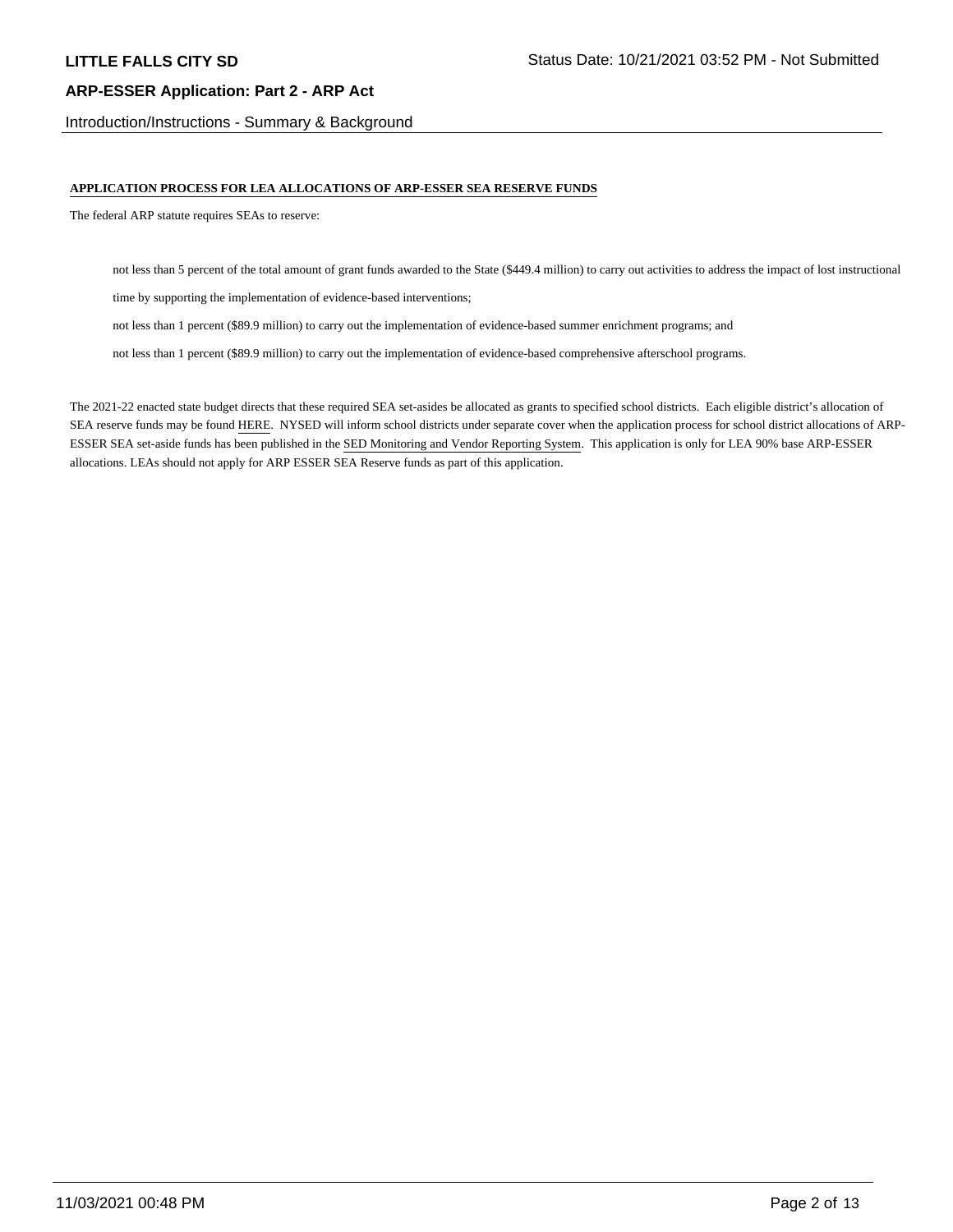**APPLICATION PROCESS FOR LEA ALLOCATIONS OF ARP-ESSER SEA RESERVE FUNDS**

The federal ARP statute requires SEAs to reserve:

- not less than 5 percent of the total amount of grant funds awarded to the State ($449.4 million) to carry out activities to address the impact of lost instructional time by supporting the implementation of evidence-based interventions;
- not less than 1 percent ($89.9 million) to carry out the implementation of evidence-based summer enrichment programs; and
- not less than 1 percent ($89.9 million) to carry out the implementation of evidence-based comprehensive afterschool programs.

The 2021-22 enacted state budget directs that these required SEA set-asides be allocated as grants to specified school districts. Each eligible district's allocation of SEA reserve funds may be found HERE. NYSED will inform school districts under separate cover when the application process for school district allocations of ARP-ESSER SEA set-aside funds has been published in the SED Monitoring and Vendor Reporting System. This application is only for LEA 90% base ARP-ESSER allocations. LEAs should not apply for ARP ESSER SEA Reserve funds as part of this application.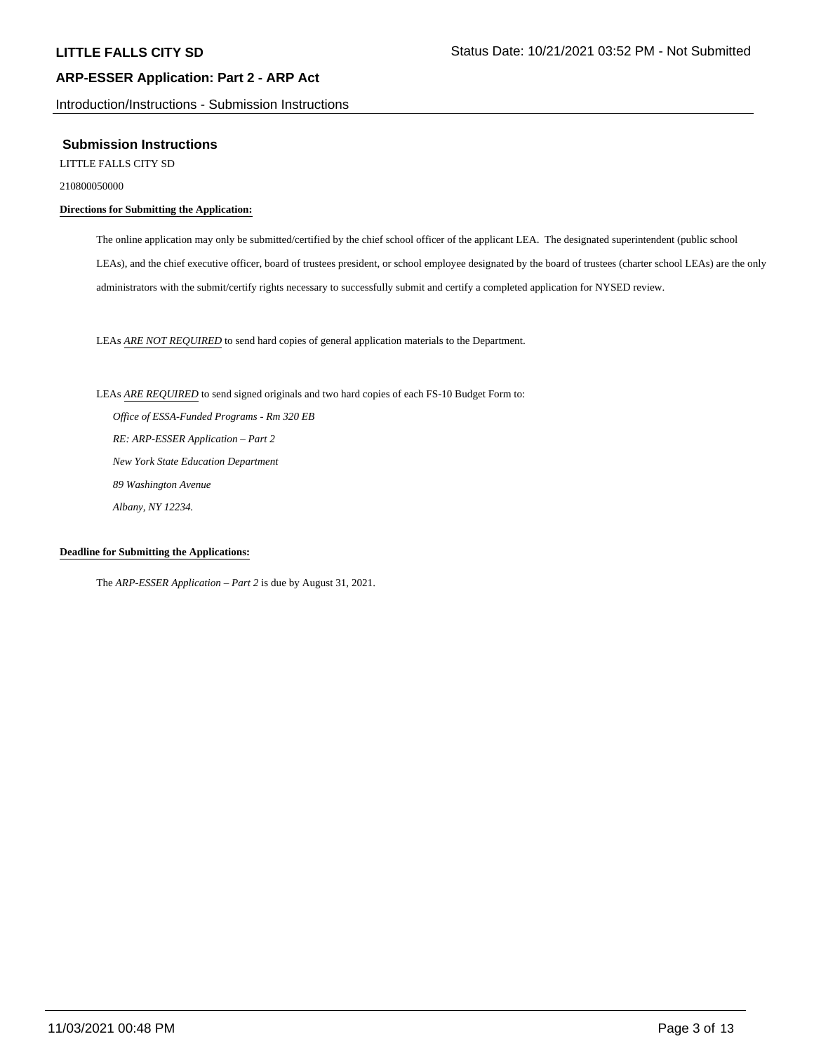## Submission Instructions

LITTLE FALLS CITY SD

210800050000

**Directions for Submitting the Application:**

The online application may only be submitted/certified by the chief school officer of the applicant LEA. The designated superintendent (public school LEAs), and the chief executive officer, board of trustees president, or school employee designated by the board of trustees (charter school LEAs) are the only administrators with the submit/certify rights necessary to successfully submit and certify a completed application for NYSED review.

LEAs *ARE NOT REQUIRED* to send hard copies of general application materials to the Department.

LEAs *ARE REQUIRED* to send signed originals and two hard copies of each FS-10 Budget Form to:

*Office of ESSA-Funded Programs - Rm 320 EB*
*RE: ARP-ESSER Application – Part 2*
*New York State Education Department*
*89 Washington Avenue*
*Albany, NY 12234.*

**Deadline for Submitting the Applications:**

The *ARP-ESSER Application – Part 2* is due by August 31, 2021.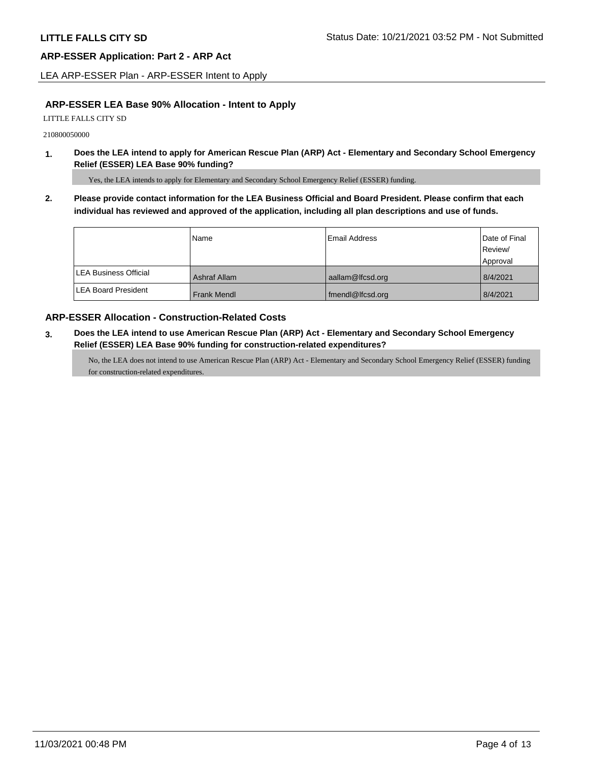## ARP-ESSER LEA Base 90% Allocation - Intent to Apply

LITTLE FALLS CITY SD

210800050000

**1. Does the LEA intend to apply for American Rescue Plan (ARP) Act - Elementary and Secondary School Emergency Relief (ESSER) LEA Base 90% funding?**

Yes, the LEA intends to apply for Elementary and Secondary School Emergency Relief (ESSER) funding.

**2. Please provide contact information for the LEA Business Official and Board President. Please confirm that each individual has reviewed and approved of the application, including all plan descriptions and use of funds.**

| | Name | Email Address | Date of Final Review/ Approval |
|---|---|---|---|
| LEA Business Official | Ashraf Allam | aallam@lfcsd.org | 8/4/2021 |
| LEA Board President | Frank Mendl | fmendl@lfcsd.org | 8/4/2021 |

## ARP-ESSER Allocation - Construction-Related Costs

**3. Does the LEA intend to use American Rescue Plan (ARP) Act - Elementary and Secondary School Emergency Relief (ESSER) LEA Base 90% funding for construction-related expenditures?**

No, the LEA does not intend to use American Rescue Plan (ARP) Act - Elementary and Secondary School Emergency Relief (ESSER) funding for construction-related expenditures.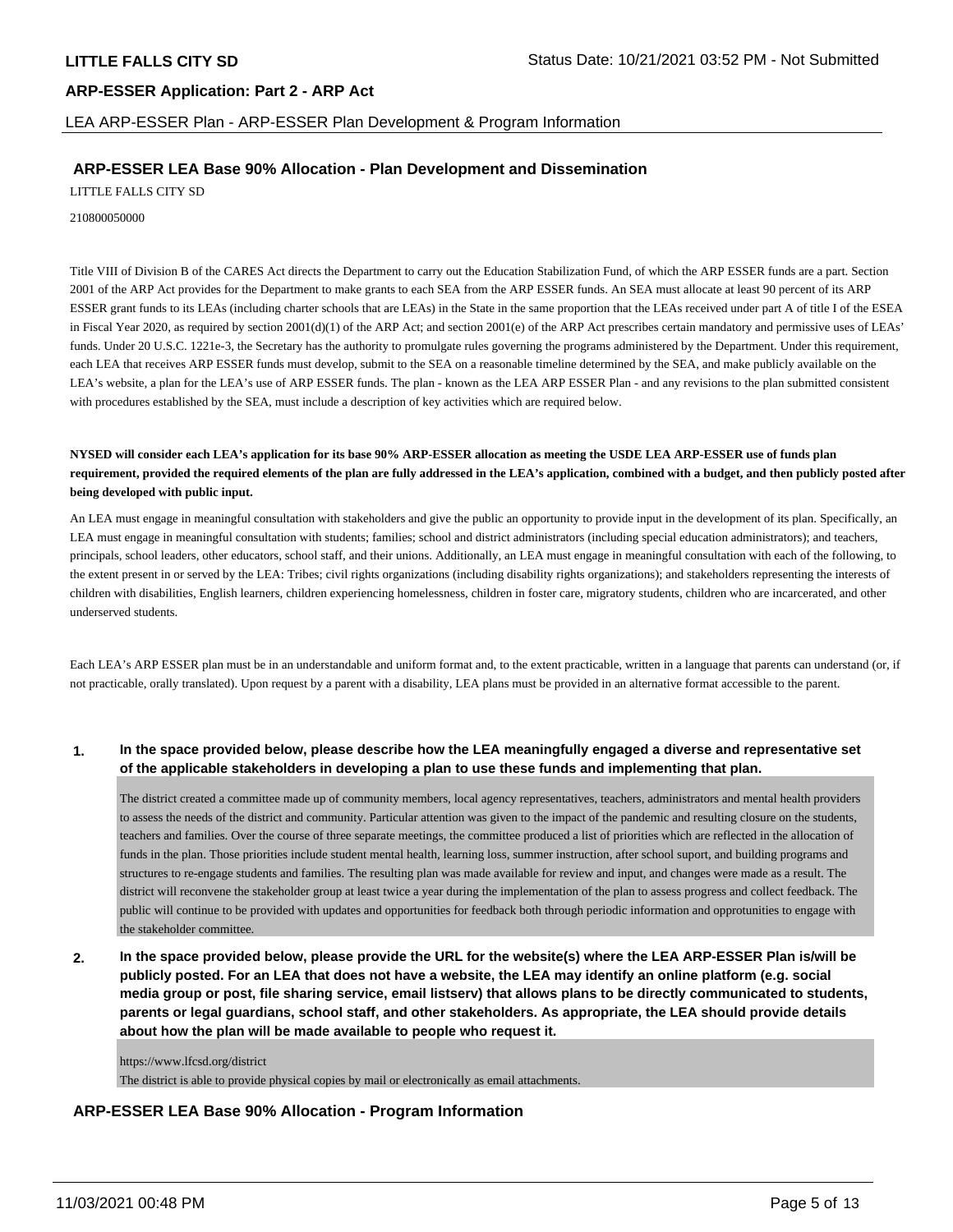## ARP-ESSER LEA Base 90% Allocation - Plan Development and Dissemination

LITTLE FALLS CITY SD

210800050000

Title VIII of Division B of the CARES Act directs the Department to carry out the Education Stabilization Fund, of which the ARP ESSER funds are a part. Section 2001 of the ARP Act provides for the Department to make grants to each SEA from the ARP ESSER funds. An SEA must allocate at least 90 percent of its ARP ESSER grant funds to its LEAs (including charter schools that are LEAs) in the State in the same proportion that the LEAs received under part A of title I of the ESEA in Fiscal Year 2020, as required by section 2001(d)(1) of the ARP Act; and section 2001(e) of the ARP Act prescribes certain mandatory and permissive uses of LEAs' funds. Under 20 U.S.C. 1221e-3, the Secretary has the authority to promulgate rules governing the programs administered by the Department. Under this requirement, each LEA that receives ARP ESSER funds must develop, submit to the SEA on a reasonable timeline determined by the SEA, and make publicly available on the LEA's website, a plan for the LEA's use of ARP ESSER funds. The plan - known as the LEA ARP ESSER Plan - and any revisions to the plan submitted consistent with procedures established by the SEA, must include a description of key activities which are required below.

**NYSED will consider each LEA's application for its base 90% ARP-ESSER allocation as meeting the USDE LEA ARP-ESSER use of funds plan requirement, provided the required elements of the plan are fully addressed in the LEA's application, combined with a budget, and then publicly posted after being developed with public input.**

An LEA must engage in meaningful consultation with stakeholders and give the public an opportunity to provide input in the development of its plan. Specifically, an LEA must engage in meaningful consultation with students; families; school and district administrators (including special education administrators); and teachers, principals, school leaders, other educators, school staff, and their unions. Additionally, an LEA must engage in meaningful consultation with each of the following, to the extent present in or served by the LEA: Tribes; civil rights organizations (including disability rights organizations); and stakeholders representing the interests of children with disabilities, English learners, children experiencing homelessness, children in foster care, migratory students, children who are incarcerated, and other underserved students.

Each LEA's ARP ESSER plan must be in an understandable and uniform format and, to the extent practicable, written in a language that parents can understand (or, if not practicable, orally translated). Upon request by a parent with a disability, LEA plans must be provided in an alternative format accessible to the parent.

1. **In the space provided below, please describe how the LEA meaningfully engaged a diverse and representative set of the applicable stakeholders in developing a plan to use these funds and implementing that plan.**

   The district created a committee made up of community members, local agency representatives, teachers, administrators and mental health providers to assess the needs of the district and community. Particular attention was given to the impact of the pandemic and resulting closure on the students, teachers and families. Over the course of three separate meetings, the committee produced a list of priorities which are reflected in the allocation of funds in the plan. Those priorities include student mental health, learning loss, summer instruction, after school suport, and building programs and structures to re-engage students and families. The resulting plan was made available for review and input, and changes were made as a result. The district will reconvene the stakeholder group at least twice a year during the implementation of the plan to assess progress and collect feedback. The public will continue to be provided with updates and opportunities for feedback both through periodic information and opprotunities to engage with the stakeholder committee.

2. **In the space provided below, please provide the URL for the website(s) where the LEA ARP-ESSER Plan is/will be publicly posted. For an LEA that does not have a website, the LEA may identify an online platform (e.g. social media group or post, file sharing service, email listserv) that allows plans to be directly communicated to students, parents or legal guardians, school staff, and other stakeholders. As appropriate, the LEA should provide details about how the plan will be made available to people who request it.**

   https://www.lfcsd.org/district
   The district is able to provide physical copies by mail or electronically as email attachments.

## ARP-ESSER LEA Base 90% Allocation - Program Information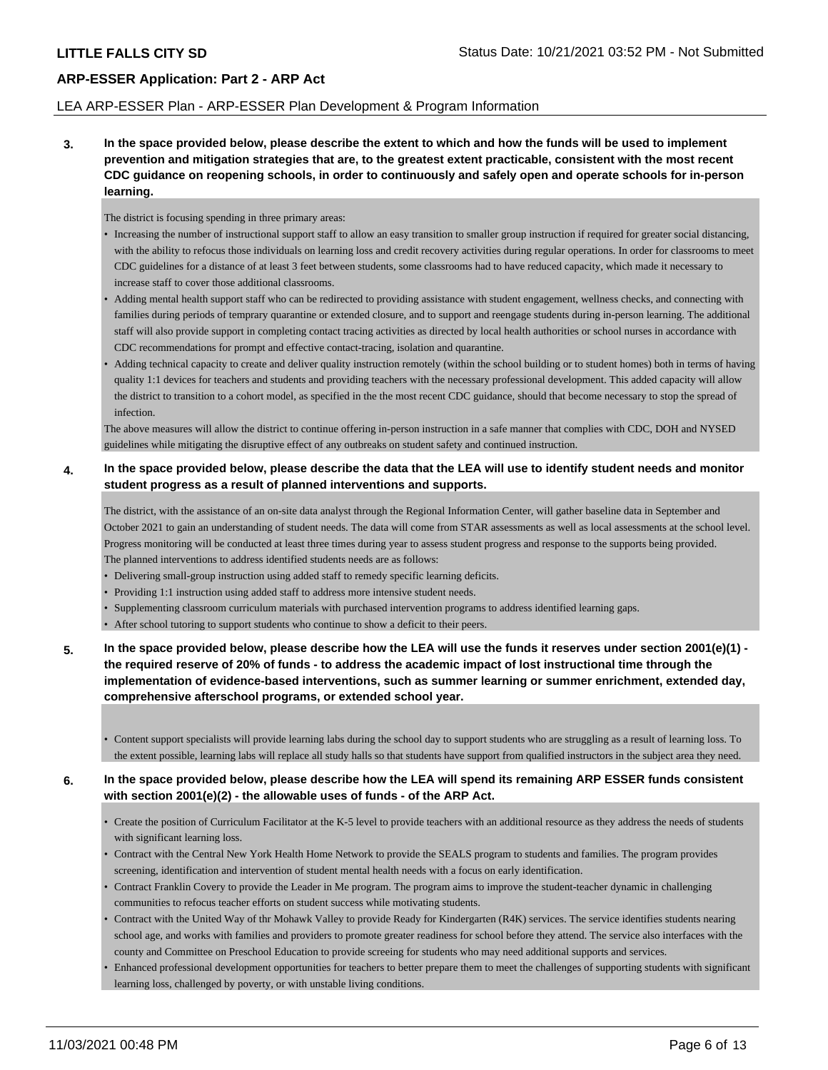**LITTLE FALLS CITY SD** Status Date: 10/21/2021 03:52 PM - Not Submitted

**ARP-ESSER Application: Part 2 - ARP Act**

LEA ARP-ESSER Plan - ARP-ESSER Plan Development & Program Information

**3. In the space provided below, please describe the extent to which and how the funds will be used to implement prevention and mitigation strategies that are, to the greatest extent practicable, consistent with the most recent CDC guidance on reopening schools, in order to continuously and safely open and operate schools for in-person learning.**

The district is focusing spending in three primary areas:

- Increasing the number of instructional support staff to allow an easy transition to smaller group instruction if required for greater social distancing, with the ability to refocus those individuals on learning loss and credit recovery activities during regular operations. In order for classrooms to meet CDC guidelines for a distance of at least 3 feet between students, some classrooms had to have reduced capacity, which made it necessary to increase staff to cover those additional classrooms.
- Adding mental health support staff who can be redirected to providing assistance with student engagement, wellness checks, and connecting with families during periods of temprary quarantine or extended closure, and to support and reengage students during in-person learning. The additional staff will also provide support in completing contact tracing activities as directed by local health authorities or school nurses in accordance with CDC recommendations for prompt and effective contact-tracing, isolation and quarantine.
- Adding technical capacity to create and deliver quality instruction remotely (within the school building or to student homes) both in terms of having quality 1:1 devices for teachers and students and providing teachers with the necessary professional development. This added capacity will allow the district to transition to a cohort model, as specified in the the most recent CDC guidance, should that become necessary to stop the spread of infection.

The above measures will allow the district to continue offering in-person instruction in a safe manner that complies with CDC, DOH and NYSED guidelines while mitigating the disruptive effect of any outbreaks on student safety and continued instruction.

**4. In the space provided below, please describe the data that the LEA will use to identify student needs and monitor student progress as a result of planned interventions and supports.**

The district, with the assistance of an on-site data analyst through the Regional Information Center, will gather baseline data in September and October 2021 to gain an understanding of student needs. The data will come from STAR assessments as well as local assessments at the school level. Progress monitoring will be conducted at least three times during year to assess student progress and response to the supports being provided.

The planned interventions to address identified students needs are as follows:

- Delivering small-group instruction using added staff to remedy specific learning deficits.
- Providing 1:1 instruction using added staff to address more intensive student needs.
- Supplementing classroom curriculum materials with purchased intervention programs to address identified learning gaps.
- After school tutoring to support students who continue to show a deficit to their peers.

**5. In the space provided below, please describe how the LEA will use the funds it reserves under section 2001(e)(1) - the required reserve of 20% of funds - to address the academic impact of lost instructional time through the implementation of evidence-based interventions, such as summer learning or summer enrichment, extended day, comprehensive afterschool programs, or extended school year.**

- Content support specialists will provide learning labs during the school day to support students who are struggling as a result of learning loss. To the extent possible, learning labs will replace all study halls so that students have support from qualified instructors in the subject area they need.

**6. In the space provided below, please describe how the LEA will spend its remaining ARP ESSER funds consistent with section 2001(e)(2) - the allowable uses of funds - of the ARP Act.**

- Create the position of Curriculum Facilitator at the K-5 level to provide teachers with an additional resource as they address the needs of students with significant learning loss.
- Contract with the Central New York Health Home Network to provide the SEALS program to students and families. The program provides screening, identification and intervention of student mental health needs with a focus on early identification.
- Contract Franklin Covery to provide the Leader in Me program. The program aims to improve the student-teacher dynamic in challenging communities to refocus teacher efforts on student success while motivating students.
- Contract with the United Way of thr Mohawk Valley to provide Ready for Kindergarten (R4K) services. The service identifies students nearing school age, and works with families and providers to promote greater readiness for school before they attend. The service also interfaces with the county and Committee on Preschool Education to provide screeing for students who may need additional supports and services.
- Enhanced professional development opportunities for teachers to better prepare them to meet the challenges of supporting students with significant learning loss, challenged by poverty, or with unstable living conditions.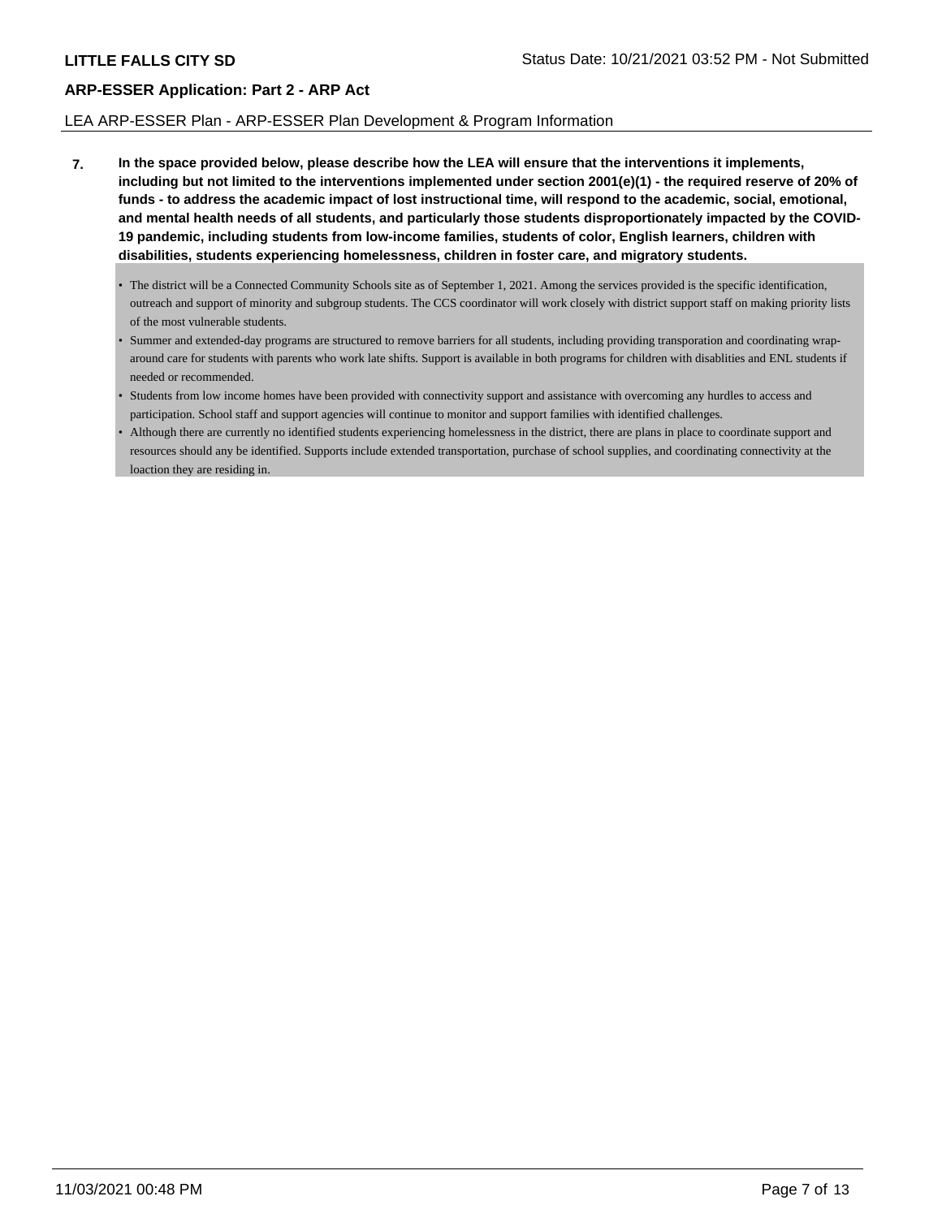LEA ARP-ESSER Plan - ARP-ESSER Plan Development & Program Information

**7. In the space provided below, please describe how the LEA will ensure that the interventions it implements, including but not limited to the interventions implemented under section 2001(e)(1) - the required reserve of 20% of funds - to address the academic impact of lost instructional time, will respond to the academic, social, emotional, and mental health needs of all students, and particularly those students disproportionately impacted by the COVID-19 pandemic, including students from low-income families, students of color, English learners, children with disabilities, students experiencing homelessness, children in foster care, and migratory students.**

- The district will be a Connected Community Schools site as of September 1, 2021. Among the services provided is the specific identification, outreach and support of minority and subgroup students. The CCS coordinator will work closely with district support staff on making priority lists of the most vulnerable students.
- Summer and extended-day programs are structured to remove barriers for all students, including providing transporation and coordinating wrap-around care for students with parents who work late shifts. Support is available in both programs for children with disablities and ENL students if needed or recommended.
- Students from low income homes have been provided with connectivity support and assistance with overcoming any hurdles to access and participation. School staff and support agencies will continue to monitor and support families with identified challenges.
- Although there are currently no identified students experiencing homelessness in the district, there are plans in place to coordinate support and resources should any be identified. Supports include extended transportation, purchase of school supplies, and coordinating connectivity at the loaction they are residing in.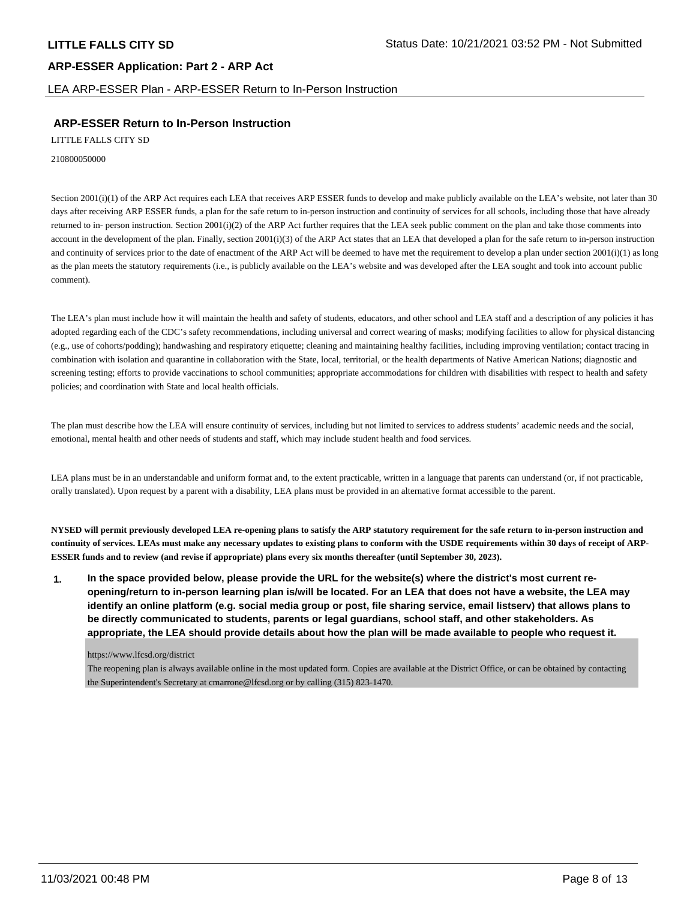## ARP-ESSER Return to In-Person Instruction

LITTLE FALLS CITY SD

210800050000

Section 2001(i)(1) of the ARP Act requires each LEA that receives ARP ESSER funds to develop and make publicly available on the LEA's website, not later than 30 days after receiving ARP ESSER funds, a plan for the safe return to in-person instruction and continuity of services for all schools, including those that have already returned to in- person instruction. Section 2001(i)(2) of the ARP Act further requires that the LEA seek public comment on the plan and take those comments into account in the development of the plan. Finally, section 2001(i)(3) of the ARP Act states that an LEA that developed a plan for the safe return to in-person instruction and continuity of services prior to the date of enactment of the ARP Act will be deemed to have met the requirement to develop a plan under section 2001(i)(1) as long as the plan meets the statutory requirements (i.e., is publicly available on the LEA's website and was developed after the LEA sought and took into account public comment).

The LEA's plan must include how it will maintain the health and safety of students, educators, and other school and LEA staff and a description of any policies it has adopted regarding each of the CDC's safety recommendations, including universal and correct wearing of masks; modifying facilities to allow for physical distancing (e.g., use of cohorts/podding); handwashing and respiratory etiquette; cleaning and maintaining healthy facilities, including improving ventilation; contact tracing in combination with isolation and quarantine in collaboration with the State, local, territorial, or the health departments of Native American Nations; diagnostic and screening testing; efforts to provide vaccinations to school communities; appropriate accommodations for children with disabilities with respect to health and safety policies; and coordination with State and local health officials.

The plan must describe how the LEA will ensure continuity of services, including but not limited to services to address students' academic needs and the social, emotional, mental health and other needs of students and staff, which may include student health and food services.

LEA plans must be in an understandable and uniform format and, to the extent practicable, written in a language that parents can understand (or, if not practicable, orally translated). Upon request by a parent with a disability, LEA plans must be provided in an alternative format accessible to the parent.

**NYSED will permit previously developed LEA re-opening plans to satisfy the ARP statutory requirement for the safe return to in-person instruction and continuity of services. LEAs must make any necessary updates to existing plans to conform with the USDE requirements within 30 days of receipt of ARP-ESSER funds and to review (and revise if appropriate) plans every six months thereafter (until September 30, 2023).**

1. **In the space provided below, please provide the URL for the website(s) where the district's most current re-opening/return to in-person learning plan is/will be located. For an LEA that does not have a website, the LEA may identify an online platform (e.g. social media group or post, file sharing service, email listserv) that allows plans to be directly communicated to students, parents or legal guardians, school staff, and other stakeholders. As appropriate, the LEA should provide details about how the plan will be made available to people who request it.**

https://www.lfcsd.org/district

The reopening plan is always available online in the most updated form. Copies are available at the District Office, or can be obtained by contacting the Superintendent's Secretary at cmarrone@lfcsd.org or by calling (315) 823-1470.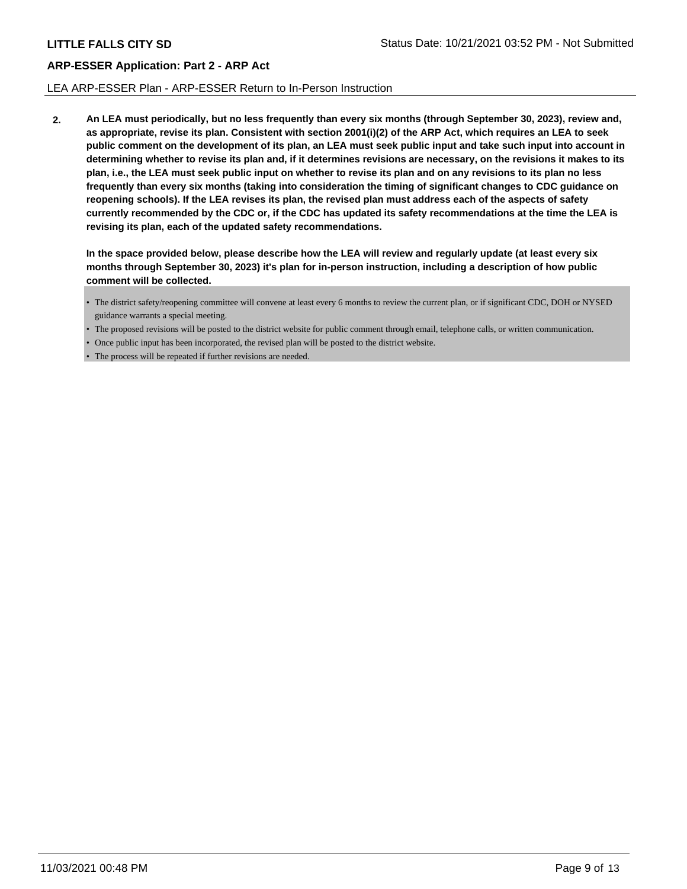LEA ARP-ESSER Plan - ARP-ESSER Return to In-Person Instruction

**2.** **An LEA must periodically, but no less frequently than every six months (through September 30, 2023), review and, as appropriate, revise its plan. Consistent with section 2001(i)(2) of the ARP Act, which requires an LEA to seek public comment on the development of its plan, an LEA must seek public input and take such input into account in determining whether to revise its plan and, if it determines revisions are necessary, on the revisions it makes to its plan, i.e., the LEA must seek public input on whether to revise its plan and on any revisions to its plan no less frequently than every six months (taking into consideration the timing of significant changes to CDC guidance on reopening schools). If the LEA revises its plan, the revised plan must address each of the aspects of safety currently recommended by the CDC or, if the CDC has updated its safety recommendations at the time the LEA is revising its plan, each of the updated safety recommendations.**

**In the space provided below, please describe how the LEA will review and regularly update (at least every six months through September 30, 2023) it's plan for in-person instruction, including a description of how public comment will be collected.**

- The district safety/reopening committee will convene at least every 6 months to review the current plan, or if significant CDC, DOH or NYSED guidance warrants a special meeting.
- The proposed revisions will be posted to the district website for public comment through email, telephone calls, or written communication.
- Once public input has been incorporated, the revised plan will be posted to the district website.
- The process will be repeated if further revisions are needed.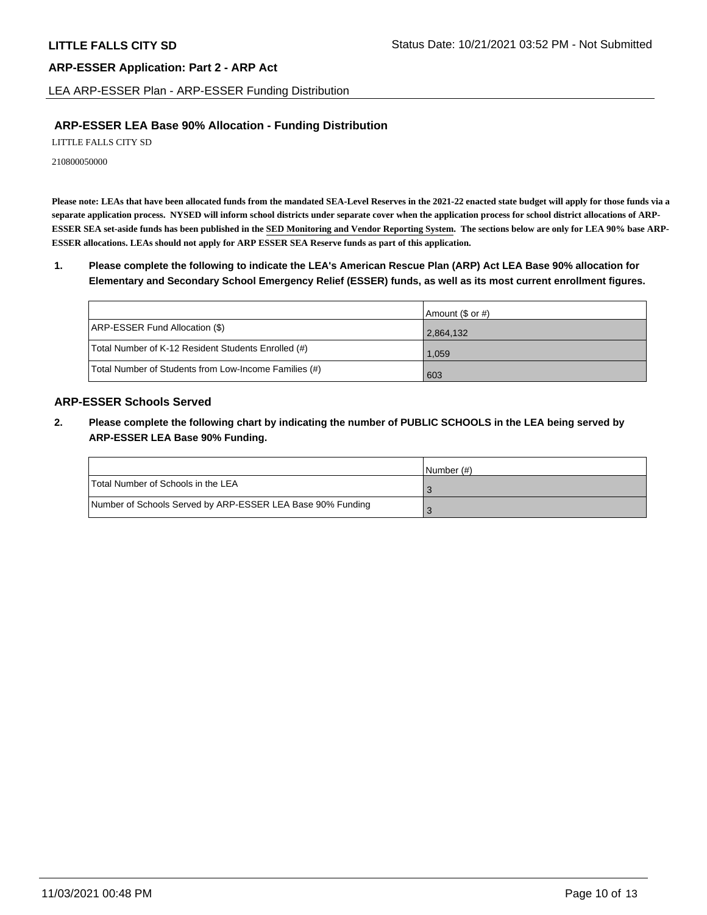## ARP-ESSER LEA Base 90% Allocation - Funding Distribution

LITTLE FALLS CITY SD

210800050000

**Please note: LEAs that have been allocated funds from the mandated SEA-Level Reserves in the 2021-22 enacted state budget will apply for those funds via a separate application process. NYSED will inform school districts under separate cover when the application process for school district allocations of ARP-ESSER SEA set-aside funds has been published in the SED Monitoring and Vendor Reporting System. The sections below are only for LEA 90% base ARP-ESSER allocations. LEAs should not apply for ARP ESSER SEA Reserve funds as part of this application.**

**1. Please complete the following to indicate the LEA's American Rescue Plan (ARP) Act LEA Base 90% allocation for Elementary and Secondary School Emergency Relief (ESSER) funds, as well as its most current enrollment figures.**

| | Amount ($ or #) |
|---|---|
| ARP-ESSER Fund Allocation ($) | 2,864,132 |
| Total Number of K-12 Resident Students Enrolled (#) | 1,059 |
| Total Number of Students from Low-Income Families (#) | 603 |

## ARP-ESSER Schools Served

**2. Please complete the following chart by indicating the number of PUBLIC SCHOOLS in the LEA being served by ARP-ESSER LEA Base 90% Funding.**

| | Number (#) |
|---|---|
| Total Number of Schools in the LEA | 3 |
| Number of Schools Served by ARP-ESSER LEA Base 90% Funding | 3 |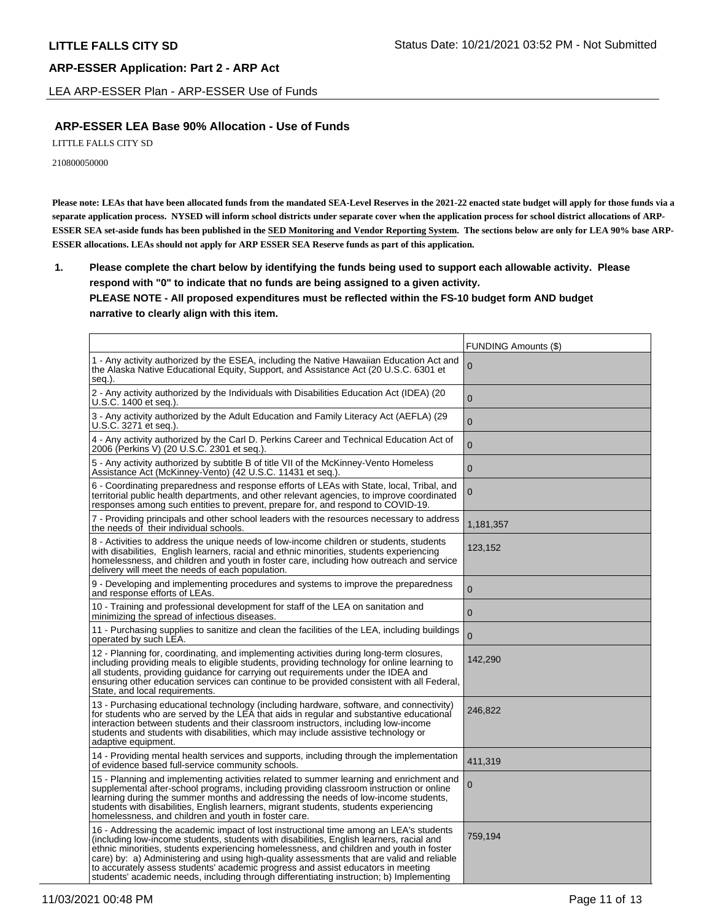## ARP-ESSER Application: Part 2 - ARP Act

LEA ARP-ESSER Plan - ARP-ESSER Use of Funds

### ARP-ESSER LEA Base 90% Allocation - Use of Funds

LITTLE FALLS CITY SD

210800050000

**Please note: LEAs that have been allocated funds from the mandated SEA-Level Reserves in the 2021-22 enacted state budget will apply for those funds via a separate application process. NYSED will inform school districts under separate cover when the application process for school district allocations of ARP-ESSER SEA set-aside funds has been published in the SED Monitoring and Vendor Reporting System. The sections below are only for LEA 90% base ARP-ESSER allocations. LEAs should not apply for ARP ESSER SEA Reserve funds as part of this application.**

**1. Please complete the chart below by identifying the funds being used to support each allowable activity. Please respond with "0" to indicate that no funds are being assigned to a given activity.**
**PLEASE NOTE - All proposed expenditures must be reflected within the FS-10 budget form AND budget narrative to clearly align with this item.**

| | FUNDING Amounts ($) |
|---|---|
| 1 - Any activity authorized by the ESEA, including the Native Hawaiian Education Act and the Alaska Native Educational Equity, Support, and Assistance Act (20 U.S.C. 6301 et seq.). | 0 |
| 2 - Any activity authorized by the Individuals with Disabilities Education Act (IDEA) (20 U.S.C. 1400 et seq.). | 0 |
| 3 - Any activity authorized by the Adult Education and Family Literacy Act (AEFLA) (29 U.S.C. 3271 et seq.). | 0 |
| 4 - Any activity authorized by the Carl D. Perkins Career and Technical Education Act of 2006 (Perkins V) (20 U.S.C. 2301 et seq.). | 0 |
| 5 - Any activity authorized by subtitle B of title VII of the McKinney-Vento Homeless Assistance Act (McKinney-Vento) (42 U.S.C. 11431 et seq.). | 0 |
| 6 - Coordinating preparedness and response efforts of LEAs with State, local, Tribal, and territorial public health departments, and other relevant agencies, to improve coordinated responses among such entities to prevent, prepare for, and respond to COVID-19. | 0 |
| 7 - Providing principals and other school leaders with the resources necessary to address the needs of their individual schools. | 1,181,357 |
| 8 - Activities to address the unique needs of low-income children or students, students with disabilities, English learners, racial and ethnic minorities, students experiencing homelessness, and children and youth in foster care, including how outreach and service delivery will meet the needs of each population. | 123,152 |
| 9 - Developing and implementing procedures and systems to improve the preparedness and response efforts of LEAs. | 0 |
| 10 - Training and professional development for staff of the LEA on sanitation and minimizing the spread of infectious diseases. | 0 |
| 11 - Purchasing supplies to sanitize and clean the facilities of the LEA, including buildings operated by such LEA. | 0 |
| 12 - Planning for, coordinating, and implementing activities during long-term closures, including providing meals to eligible students, providing technology for online learning to all students, providing guidance for carrying out requirements under the IDEA and ensuring other education services can continue to be provided consistent with all Federal, State, and local requirements. | 142,290 |
| 13 - Purchasing educational technology (including hardware, software, and connectivity) for students who are served by the LEA that aids in regular and substantive educational interaction between students and their classroom instructors, including low-income students and students with disabilities, which may include assistive technology or adaptive equipment. | 246,822 |
| 14 - Providing mental health services and supports, including through the implementation of evidence based full-service community schools. | 411,319 |
| 15 - Planning and implementing activities related to summer learning and enrichment and supplemental after-school programs, including providing classroom instruction or online learning during the summer months and addressing the needs of low-income students, students with disabilities, English learners, migrant students, students experiencing homelessness, and children and youth in foster care. | 0 |
| 16 - Addressing the academic impact of lost instructional time among an LEA's students (including low-income students, students with disabilities, English learners, racial and ethnic minorities, students experiencing homelessness, and children and youth in foster care) by: a) Administering and using high-quality assessments that are valid and reliable to accurately assess students' academic progress and assist educators in meeting students' academic needs, including through differentiating instruction; b) Implementing | 759,194 |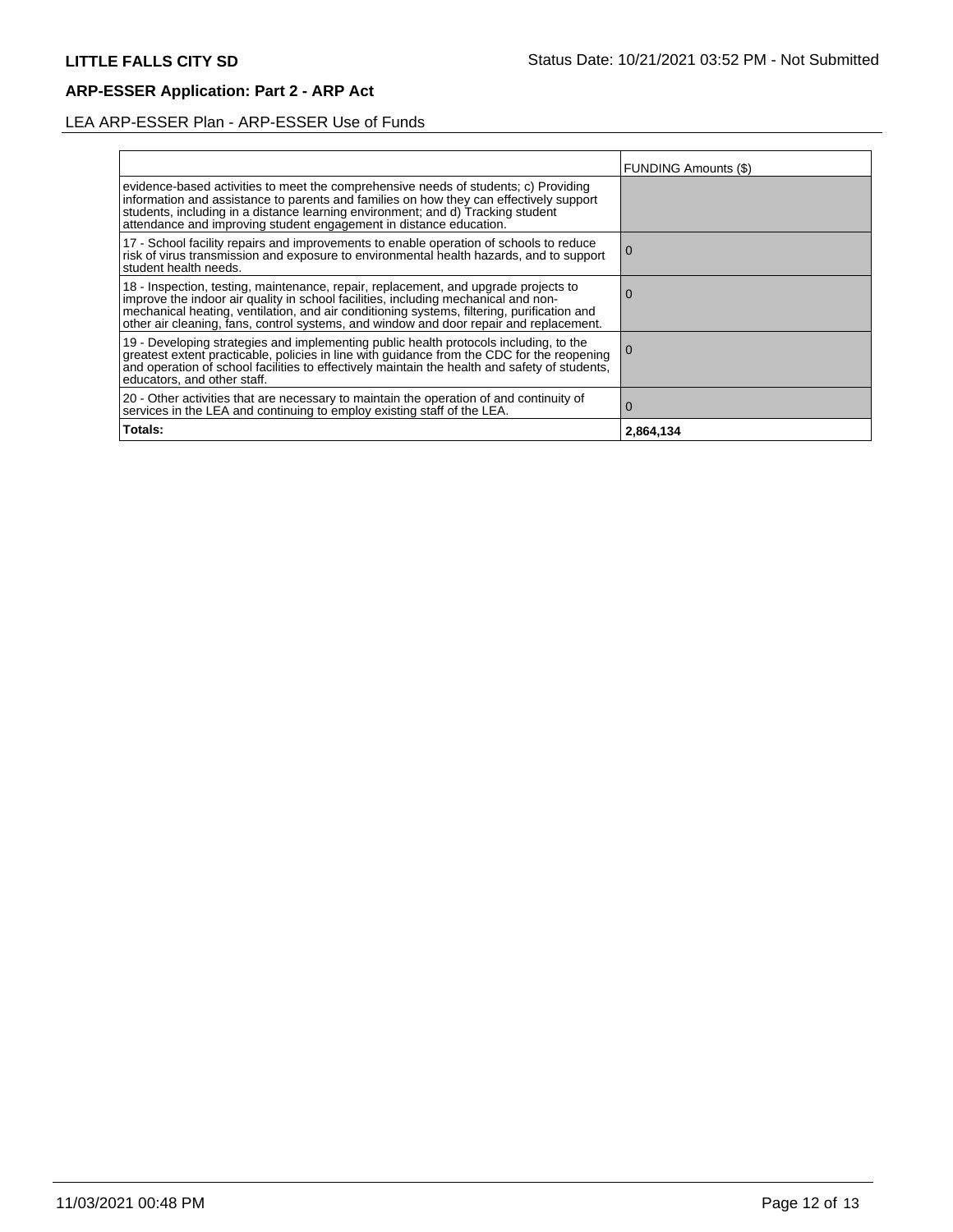LITTLE FALLS CITY SD

Status Date: 10/21/2021 03:52 PM - Not Submitted

## ARP-ESSER Application: Part 2 - ARP Act

LEA ARP-ESSER Plan - ARP-ESSER Use of Funds

| | FUNDING Amounts ($) |
|---|---|
| evidence-based activities to meet the comprehensive needs of students; c) Providing information and assistance to parents and families on how they can effectively support students, including in a distance learning environment; and d) Tracking student attendance and improving student engagement in distance education. | |
| 17 - School facility repairs and improvements to enable operation of schools to reduce risk of virus transmission and exposure to environmental health hazards, and to support student health needs. | 0 |
| 18 - Inspection, testing, maintenance, repair, replacement, and upgrade projects to improve the indoor air quality in school facilities, including mechanical and non-mechanical heating, ventilation, and air conditioning systems, filtering, purification and other air cleaning, fans, control systems, and window and door repair and replacement. | 0 |
| 19 - Developing strategies and implementing public health protocols including, to the greatest extent practicable, policies in line with guidance from the CDC for the reopening and operation of school facilities to effectively maintain the health and safety of students, educators, and other staff. | 0 |
| 20 - Other activities that are necessary to maintain the operation of and continuity of services in the LEA and continuing to employ existing staff of the LEA. | 0 |
| **Totals:** | **2,864,134** |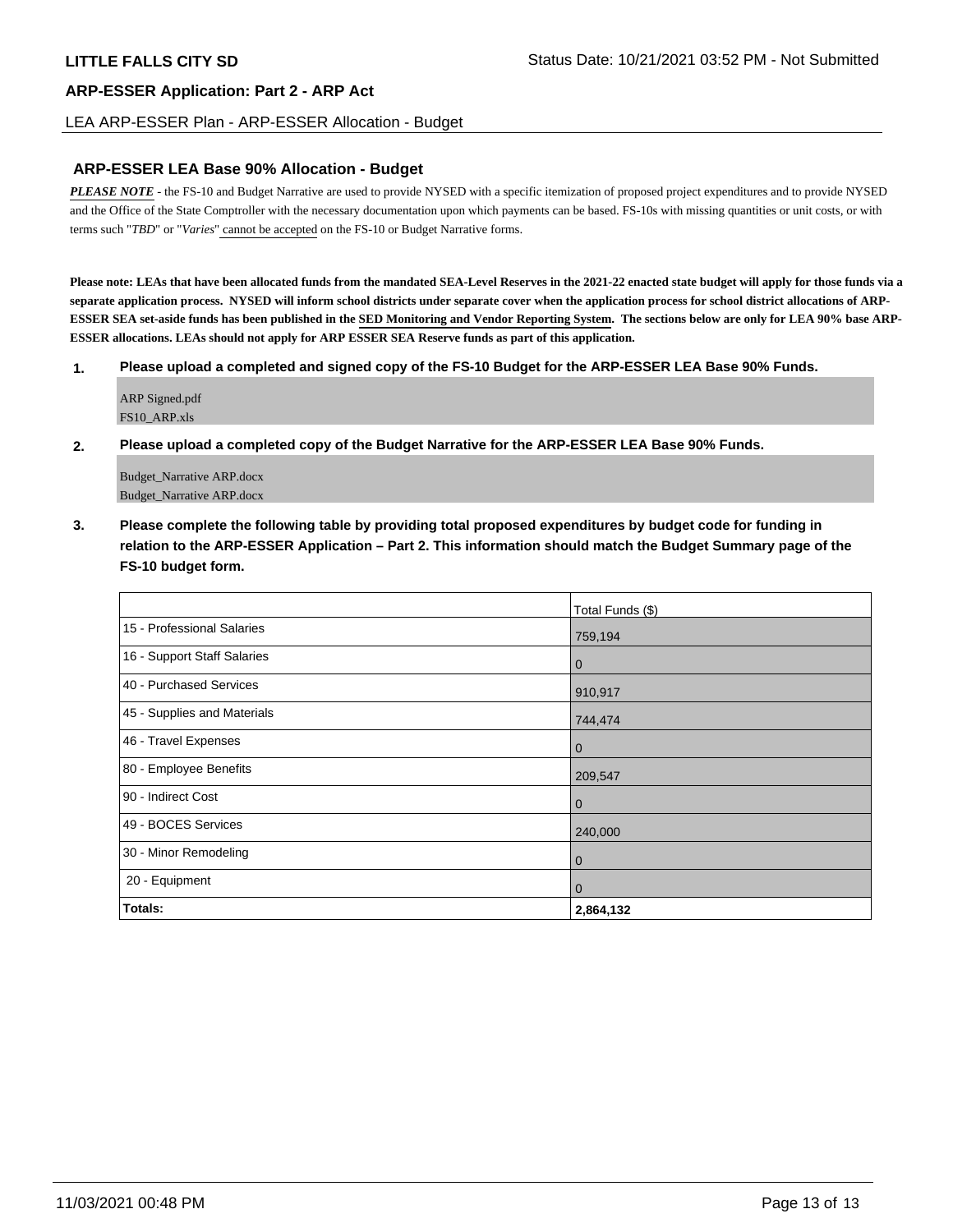## ARP-ESSER LEA Base 90% Allocation - Budget

***PLEASE NOTE*** - the FS-10 and Budget Narrative are used to provide NYSED with a specific itemization of proposed project expenditures and to provide NYSED and the Office of the State Comptroller with the necessary documentation upon which payments can be based. FS-10s with missing quantities or unit costs, or with terms such "*TBD*" or "*Varies*" cannot be accepted on the FS-10 or Budget Narrative forms.

**Please note: LEAs that have been allocated funds from the mandated SEA-Level Reserves in the 2021-22 enacted state budget will apply for those funds via a separate application process. NYSED will inform school districts under separate cover when the application process for school district allocations of ARP-ESSER SEA set-aside funds has been published in the SED Monitoring and Vendor Reporting System. The sections below are only for LEA 90% base ARP-ESSER allocations. LEAs should not apply for ARP ESSER SEA Reserve funds as part of this application.**

**1. Please upload a completed and signed copy of the FS-10 Budget for the ARP-ESSER LEA Base 90% Funds.**

ARP Signed.pdf
FS10_ARP.xls

**2. Please upload a completed copy of the Budget Narrative for the ARP-ESSER LEA Base 90% Funds.**

Budget_Narrative ARP.docx
Budget_Narrative ARP.docx

**3. Please complete the following table by providing total proposed expenditures by budget code for funding in relation to the ARP-ESSER Application – Part 2. This information should match the Budget Summary page of the FS-10 budget form.**

| | Total Funds ($) |
|---|---|
| 15 - Professional Salaries | 759,194 |
| 16 - Support Staff Salaries | 0 |
| 40 - Purchased Services | 910,917 |
| 45 - Supplies and Materials | 744,474 |
| 46 - Travel Expenses | 0 |
| 80 - Employee Benefits | 209,547 |
| 90 - Indirect Cost | 0 |
| 49 - BOCES Services | 240,000 |
| 30 - Minor Remodeling | 0 |
| 20 - Equipment | 0 |
| **Totals:** | **2,864,132** |